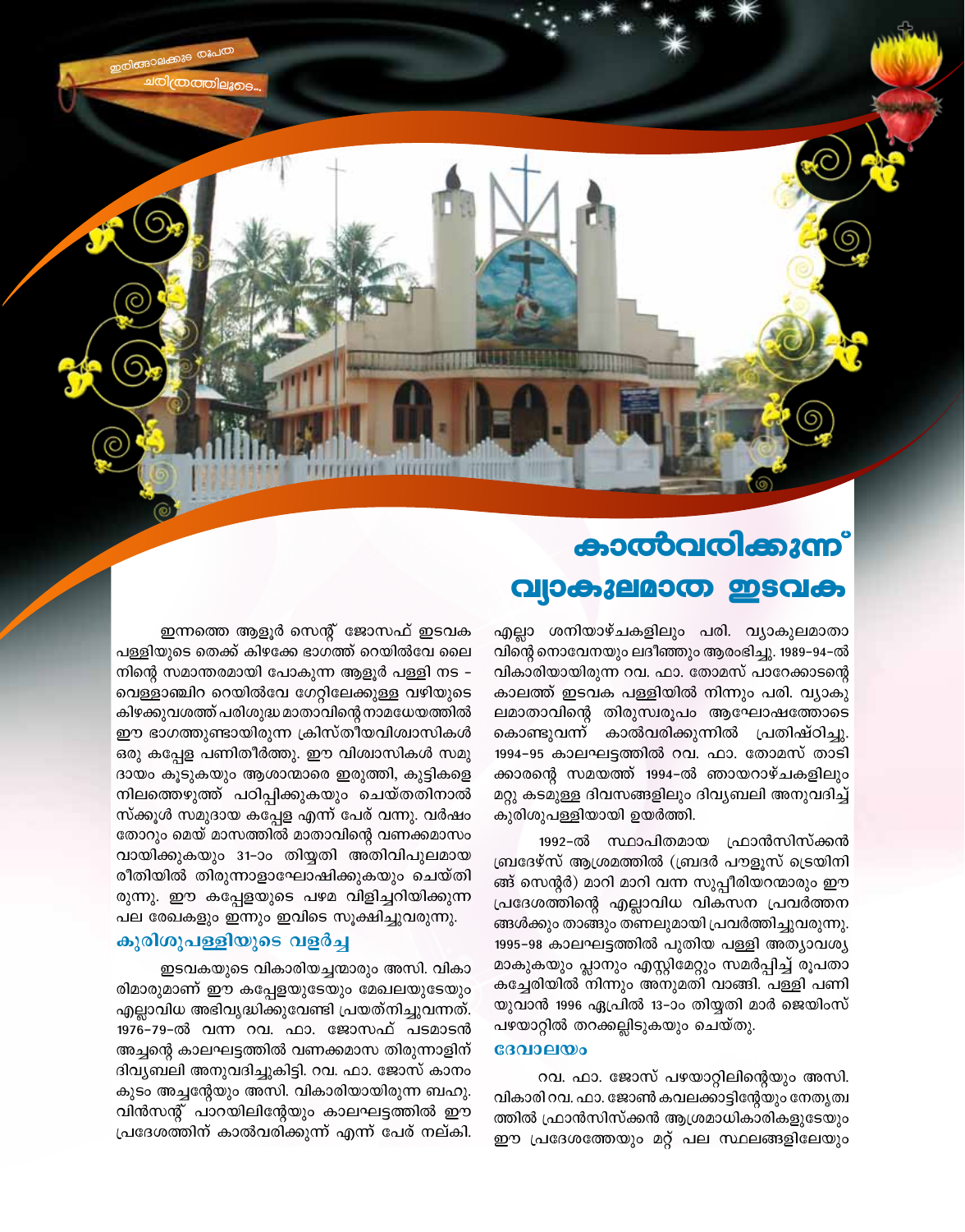ഇരിങ്ങാലക്കുട രൂപത
ചരിത്രത്തിലൂടെ...

# കാൽവരിക്കുന്ന് വ്യാകുലമാതാ ഇടവക

ഇന്നത്തെ ആളൂർ സെന്റ് ജോസഫ് ഇടവക പള്ളിയുടെ തെക്ക് കിഴക്കേ ഭാഗത്ത് റെയിൽവേ ലൈനിന്റെ സമാന്തരമായി പോകുന്ന ആളൂർ പള്ളി നട - വെള്ളാഞ്ചിറ റെയിൽവേ ഗേറ്റിലേക്കുള്ള വഴിയുടെ കിഴക്കുവശത്ത് പരിശുദ്ധ മാതാവിന്റെ നാമധേയത്തിൽ ഈ ഭാഗത്തുണ്ടായിരുന്ന ക്രിസ്തീയവിശ്വാസികൾ ഒരു കപ്പേള പണിതീർത്തു. ഈ വിശ്വാസികൾ സമുദായം കൂടുകയും ആശാന്മാരെ ഇരുത്തി, കുട്ടികളെ നിലത്തെഴുത്ത് പഠിപ്പിക്കുകയും ചെയ്തതിനാൽ സ്ക്കൂൾ സമുദായ കപ്പേള എന്ന് പേര് വന്നു. വർഷം തോറും മെയ് മാസത്തിൽ മാതാവിന്റെ വണക്കമാസം വായിക്കുകയും 31-ാം തിയ്യതി അതിവിപുലമായ രീതിയിൽ തിരുന്നാളാഘോഷിക്കുകയും ചെയ്തിരുന്നു. ഈ കപ്പേളയുടെ പഴമ വിളിച്ചറിയിക്കുന്ന പല രേഖകളും ഇന്നും ഇവിടെ സൂക്ഷിച്ചുവരുന്നു.

## കുരിശുപള്ളിയുടെ വളർച്ച

ഇടവകയുടെ വികാരിയച്ചന്മാരും അസി. വികാരിമാരുമാണ് ഈ കപ്പേളയുടേയും മേഖലയുടേയും എല്ലാവിധ അഭിവൃദ്ധിക്കുവേണ്ടി പ്രയത്നിച്ചുവന്നത്. 1976-79-ൽ വന്ന റവ. ഫാ. ജോസഫ് പടമാടൻ അച്ചന്റെ കാലഘട്ടത്തിൽ വണക്കമാസ തിരുന്നാളിന് ദിവ്യബലി അനുവദിച്ചുകിട്ടി. റവ. ഫാ. ജോസ് കാനംകുടം അച്ചന്റേയും അസി. വികാരിയായിരുന്ന ബഹു. വിൻസന്റ് പാറയിലിന്റേയും കാലഘട്ടത്തിൽ ഈ പ്രദേശത്തിന് കാൽവരിക്കുന്ന് എന്ന് പേര് നല്കി. എല്ലാ ശനിയാഴ്ചകളിലും പരി. വ്യാകുലമാതാവിന്റെ നൊവേനയും ലദീഞ്ഞും ആരംഭിച്ചു. 1989-94-ൽ വികാരിയായിരുന്ന റവ. ഫാ. തോമസ് പാറേക്കാടന്റെ കാലത്ത് ഇടവക പള്ളിയിൽ നിന്നും പരി. വ്യാകുലമാതാവിന്റെ തിരുസ്വരൂപം ആഘോഷത്തോടെ കൊണ്ടുവന്ന് കാൽവരിക്കുന്നിൽ പ്രതിഷ്ഠിച്ചു. 1994-95 കാലഘട്ടത്തിൽ റവ. ഫാ. തോമസ് താടിക്കാരന്റെ സമയത്ത് 1994-ൽ ഞായറാഴ്ചകളിലും മറ്റു കടമുള്ള ദിവസങ്ങളിലും ദിവ്യബലി അനുവദിച്ച് കുരിശുപള്ളിയായി ഉയർത്തി.

1992-ൽ സ്ഥാപിതമായ ഫ്രാൻസിസ്ക്കൻ ബ്രദേഴ്സ് ആശ്രമത്തിൽ (ബ്രദർ പൗളൂസ് ട്രെയിനിങ്ങ് സെന്റർ) മാറി മാറി വന്ന സുപ്പീരിയറന്മാരും ഈ പ്രദേശത്തിന്റെ എല്ലാവിധ വികസന പ്രവർത്തനങ്ങൾക്കും താങ്ങും തണലുമായി പ്രവർത്തിച്ചുവരുന്നു. 1995-98 കാലഘട്ടത്തിൽ പുതിയ പള്ളി അത്യാവശ്യമാകുകയും പ്ലാനും എസ്റ്റിമേറ്റും സമർപ്പിച്ച് രൂപതാ കച്ചേരിയിൽ നിന്നും അനുമതി വാങ്ങി. പള്ളി പണിയുവാൻ 1996 ഏപ്രിൽ 13-ാം തിയ്യതി മാർ ജെയിംസ് പഴയാറ്റിൽ തറക്കല്ലിടുകയും ചെയ്തു.

## ദേവാലയം

റവ. ഫാ. ജോസ് പഴയാറ്റിലിന്റെയും അസി. വികാരി റവ. ഫാ. ജോൺ കവലക്കാട്ടിന്റേയും നേതൃത്വത്തിൽ ഫ്രാൻസിസ്ക്കൻ ആശ്രമാധികാരികളുടേയും ഈ പ്രദേശത്തേയും മറ്റ് പല സ്ഥലങ്ങളിലേയും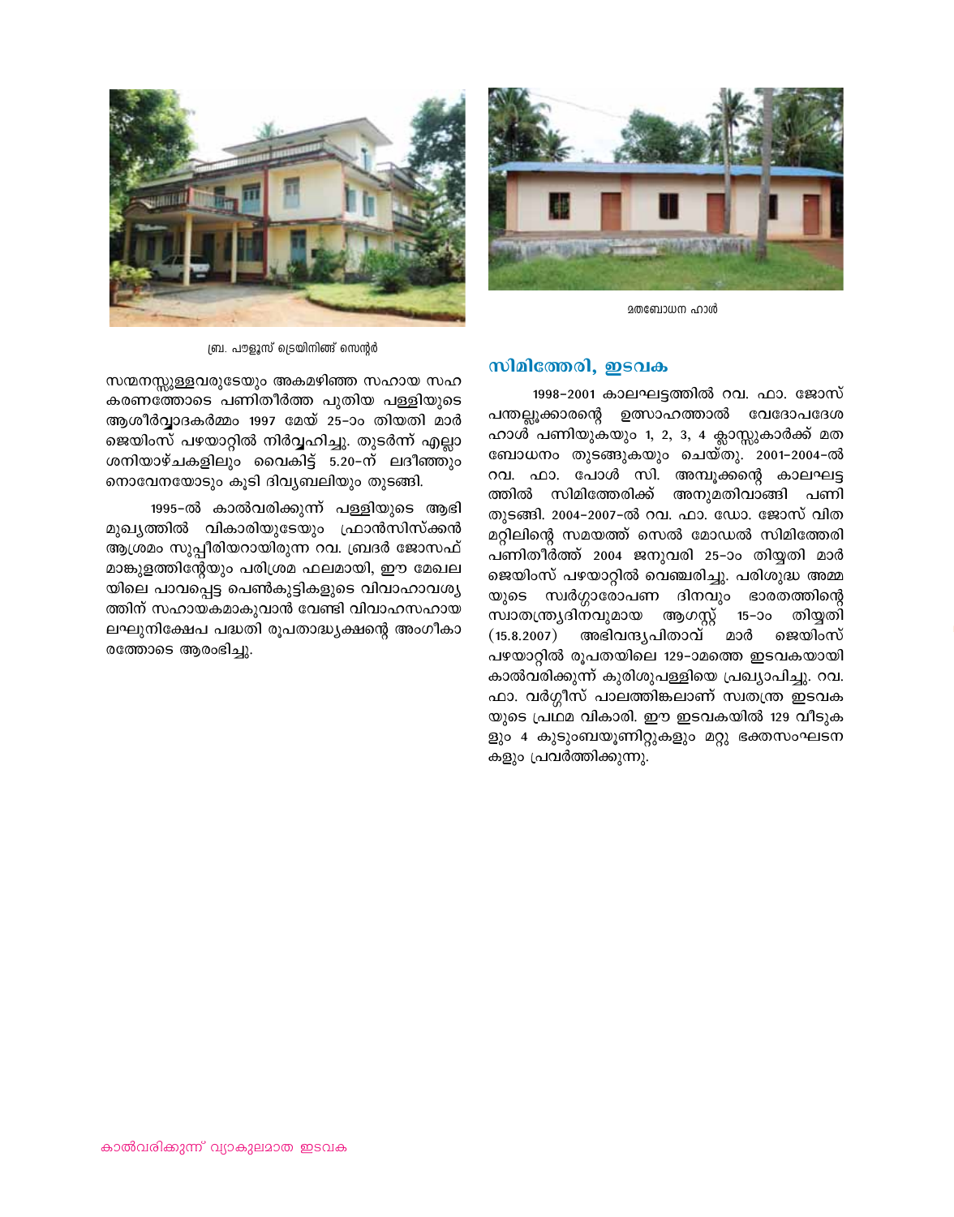ബ്ര. പൗലൂസ് ട്രെയിനിങ്ങ് സെന്റർ

സന്മനസ്സുള്ളവരുടേയും അകമഴിഞ്ഞ സഹായ സഹകരണത്തോടെ പണിതീർത്ത പുതിയ പള്ളിയുടെ ആശീർവ്വാദകർമ്മം 1997 മേയ് 25–ാം തിയതി മാർ ജെയിംസ് പഴയാറ്റിൽ നിർവ്വഹിച്ചു. തുടർന്ന് എല്ലാ ശനിയാഴ്ചകളിലും വൈകിട്ട് 5.20–ന് ലദീഞ്ഞും നൊവേനയോടും കൂടി ദിവ്യബലിയും തുടങ്ങി.

1995–ൽ കാൽവരിക്കുന്ന് പള്ളിയുടെ ആഭിമുഖ്യത്തിൽ വികാരിയുടേയും ഫ്രാൻസിസ്ക്കൻ ആശ്രമം സുപ്പീരിയറായിരുന്ന റവ. ബ്രദർ ജോസഫ് മാങ്കുളത്തിന്റേയും പരിശ്രമ ഫലമായി, ഈ മേഖലയിലെ പാവപ്പെട്ട പെൺകുട്ടികളുടെ വിവാഹാവശ്യത്തിന് സഹായകമാകുവാൻ വേണ്ടി വിവാഹസഹായ ലഘുനിക്ഷേപ പദ്ധതി രൂപതാദ്ധ്യക്ഷന്റെ അംഗീകാരത്തോടെ ആരംഭിച്ചു.

മതബോധന ഹാൾ

## സിമിത്തേരി, ഇടവക

1998–2001 കാലഘട്ടത്തിൽ റവ. ഫാ. ജോസ് പന്തല്ലൂക്കാരന്റെ ഉത്സാഹത്താൽ വേദോപദേശ ഹാൾ പണിയുകയും 1, 2, 3, 4 ക്ലാസ്സുകാർക്ക് മതബോധനം തുടങ്ങുകയും ചെയ്തു. 2001–2004–ൽ റവ. ഫാ. പോൾ സി. അമ്പൂക്കന്റെ കാലഘട്ടത്തിൽ സിമിത്തേരിക്ക് അനുമതിവാങ്ങി പണി തുടങ്ങി. 2004–2007–ൽ റവ. ഫാ. ഡോ. ജോസ് വിതമറ്റിലിന്റെ സമയത്ത് സെൽ മോഡൽ സിമിത്തേരി പണിതീർത്ത് 2004 ജനുവരി 25–ാം തിയ്യതി മാർ ജെയിംസ് പഴയാറ്റിൽ വെഞ്ചരിച്ചു. പരിശുദ്ധ അമ്മയുടെ സ്വർഗ്ഗാരോപണ ദിനവും ഭാരതത്തിന്റെ സ്വാതന്ത്ര്യദിനവുമായ ആഗസ്റ്റ് 15–ാം തിയ്യതി (15.8.2007) അഭിവന്ദ്യപിതാവ് മാർ ജെയിംസ് പഴയാറ്റിൽ രൂപതയിലെ 129–ാമത്തെ ഇടവകയായി കാൽവരിക്കുന്ന് കുരിശുപള്ളിയെ പ്രഖ്യാപിച്ചു. റവ. ഫാ. വർഗ്ഗീസ് പാലത്തിങ്കലാണ് സ്വതന്ത്ര ഇടവകയുടെ പ്രഥമ വികാരി. ഈ ഇടവകയിൽ 129 വീടുകളും 4 കുടുംബയൂണിറ്റുകളും മറ്റു ഭക്തസംഘടനകളും പ്രവർത്തിക്കുന്നു.